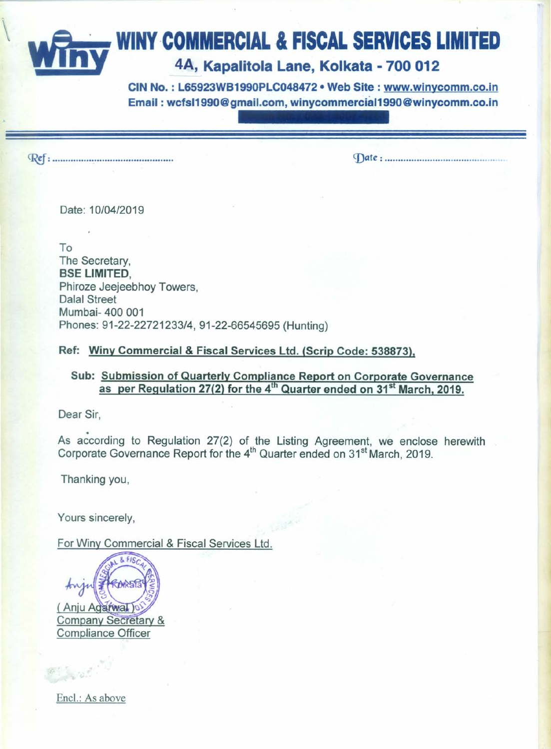# WINY COMMERCIAL & FISCAL SERVICES LIMITED

## 4A, Kapalitola Lane, Kolkata - 700 012

**CIN No. : L65923WB1990PLC048472 • Web Site : www.winycomm.co.in**
**Email : wcfsl1990@gmail.com, winycommercial1990@winycomm.co.in**

Ref : ............................................ Date : ............................................

Date: 10/04/2019

To
The Secretary,
**BSE LIMITED**,
Phiroze Jeejeebhoy Towers,
Dalal Street
Mumbai- 400 001
Phones: 91-22-22721233/4, 91-22-66545695 (Hunting)

**Ref: Winy Commercial & Fiscal Services Ltd. (Scrip Code: 538873),**

**Sub: Submission of Quarterly Compliance Report on Corporate Governance as per Regulation 27(2) for the 4th Quarter ended on 31st March, 2019.**

Dear Sir,

As according to Regulation 27(2) of the Listing Agreement, we enclose herewith Corporate Governance Report for the 4th Quarter ended on 31st March, 2019.

Thanking you,

Yours sincerely,

For Winy Commercial & Fiscal Services Ltd.

(Anju Agarwal)
Company Secretary &
Compliance Officer

Encl.: As above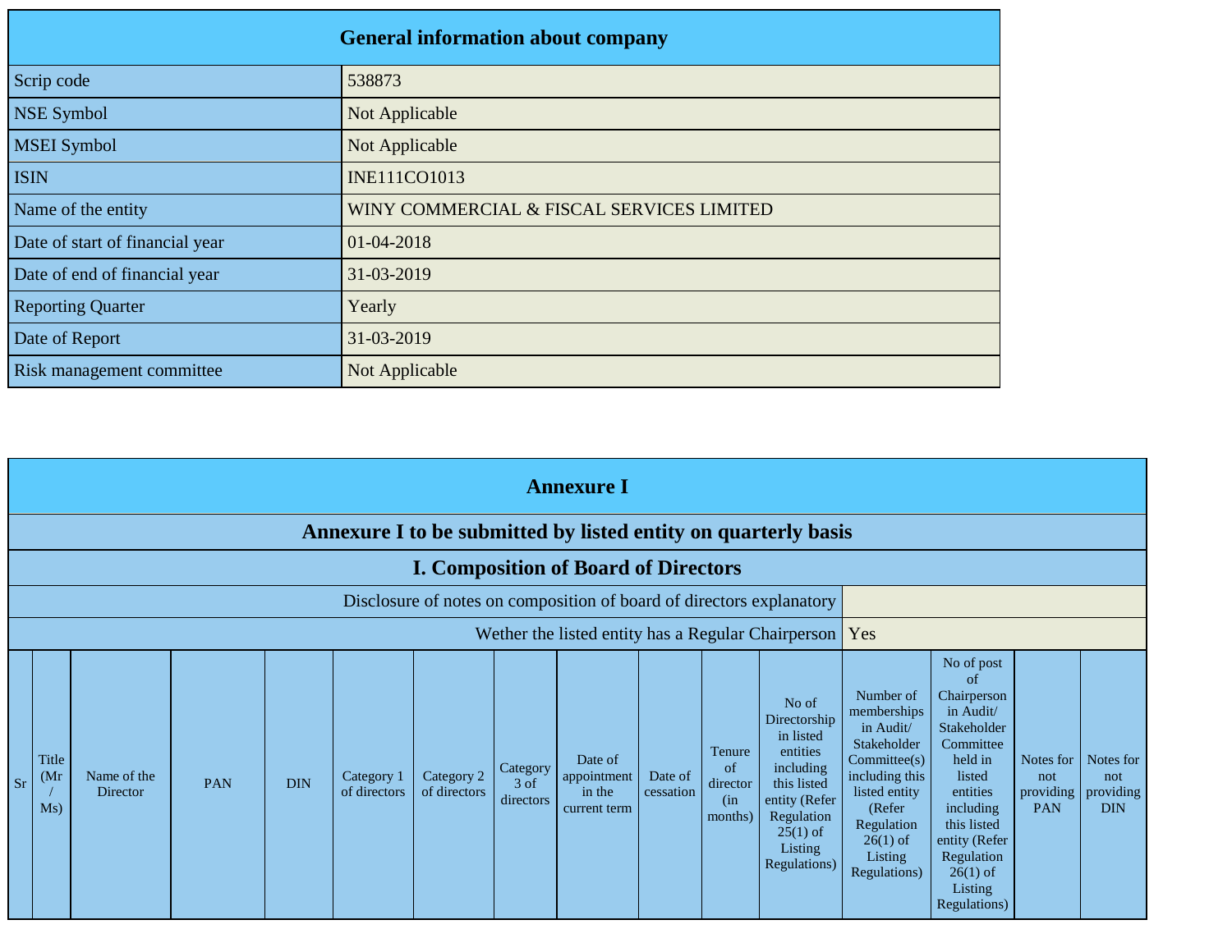| General information about company | |
|---|---|
| Scrip code | 538873 |
| NSE Symbol | Not Applicable |
| MSEI Symbol | Not Applicable |
| ISIN | INE111CO1013 |
| Name of the entity | WINY COMMERCIAL & FISCAL SERVICES LIMITED |
| Date of start of financial year | 01-04-2018 |
| Date of end of financial year | 31-03-2019 |
| Reporting Quarter | Yearly |
| Date of Report | 31-03-2019 |
| Risk management committee | Not Applicable |

## Annexure I

### Annexure I to be submitted by listed entity on quarterly basis

### I. Composition of Board of Directors

| | |
|---|---|
| Disclosure of notes on composition of board of directors explanatory | |
| Wether the listed entity has a Regular Chairperson | Yes |

| Sr | Title (Mr / Ms) | Name of the Director | PAN | DIN | Category 1 of directors | Category 2 of directors | Category 3 of directors | Date of appointment in the current term | Date of cessation | Tenure of director (in months) | No of Directorship in listed entities including this listed entity (Refer Regulation 25(1) of Listing Regulations) | Number of memberships in Audit/ Stakeholder Committee(s) including this listed entity (Refer Regulation 26(1) of Listing Regulations) | No of post of Chairperson in Audit/ Stakeholder Committee held in listed entities including this listed entity (Refer Regulation 26(1) of Listing Regulations) | Notes for not providing PAN | Notes for not providing DIN |
|---|---|---|---|---|---|---|---|---|---|---|---|---|---|---|---|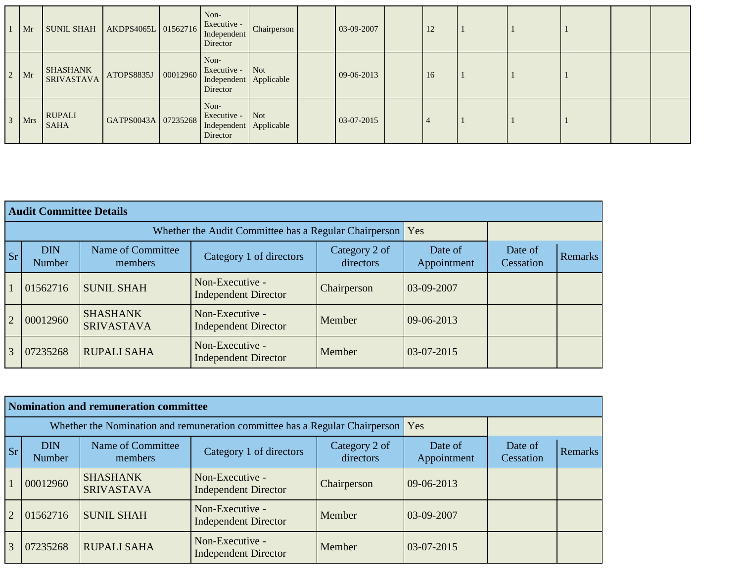| | | | | | | | | | | | | | | | | |
|---|---|---|---|---|---|---|---|---|---|---|---|---|---|---|---|---|
| 1 | Mr | SUNIL SHAH | AKDPS4065L | 01562716 | Non-Executive - Independent Director | Chairperson | | 03-09-2007 | | 12 | 1 | 1 | 1 | | |
| 2 | Mr | SHASHANK SRIVASTAVA | ATOPS8835J | 00012960 | Non-Executive - Independent Director | Not Applicable | | 09-06-2013 | | 16 | 1 | 1 | 1 | | |
| 3 | Mrs | RUPALI SAHA | GATPS0043A | 07235268 | Non-Executive - Independent Director | Not Applicable | | 03-07-2015 | | 4 | 1 | 1 | 1 | | |

**Audit Committee Details**

Whether the Audit Committee has a Regular Chairperson: Yes

| Sr | DIN Number | Name of Committee members | Category 1 of directors | Category 2 of directors | Date of Appointment | Date of Cessation | Remarks |
|---|---|---|---|---|---|---|---|
| 1 | 01562716 | SUNIL SHAH | Non-Executive - Independent Director | Chairperson | 03-09-2007 | | |
| 2 | 00012960 | SHASHANK SRIVASTAVA | Non-Executive - Independent Director | Member | 09-06-2013 | | |
| 3 | 07235268 | RUPALI SAHA | Non-Executive - Independent Director | Member | 03-07-2015 | | |

**Nomination and remuneration committee**

Whether the Nomination and remuneration committee has a Regular Chairperson: Yes

| Sr | DIN Number | Name of Committee members | Category 1 of directors | Category 2 of directors | Date of Appointment | Date of Cessation | Remarks |
|---|---|---|---|---|---|---|---|
| 1 | 00012960 | SHASHANK SRIVASTAVA | Non-Executive - Independent Director | Chairperson | 09-06-2013 | | |
| 2 | 01562716 | SUNIL SHAH | Non-Executive - Independent Director | Member | 03-09-2007 | | |
| 3 | 07235268 | RUPALI SAHA | Non-Executive - Independent Director | Member | 03-07-2015 | | |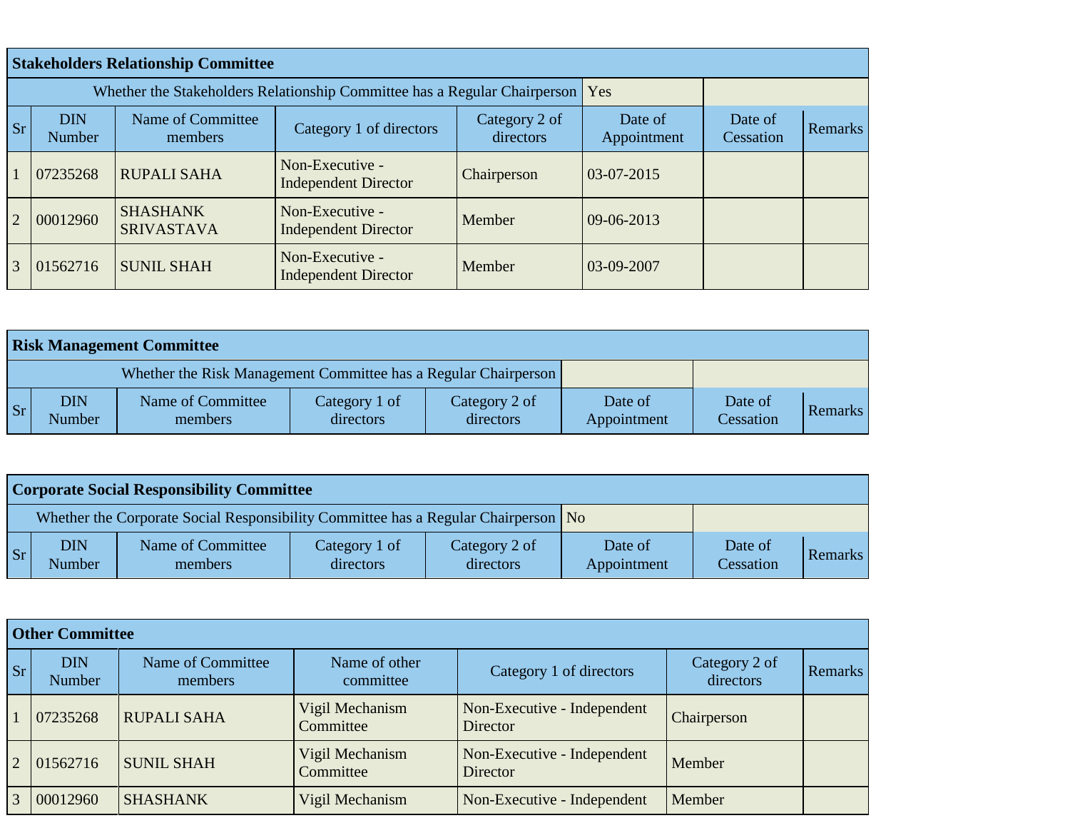### Stakeholders Relationship Committee

| Whether the Stakeholders Relationship Committee has a Regular Chairperson | Yes | | | | | | |
|---|---|---|---|---|---|---|---|
| **Sr** | **DIN Number** | **Name of Committee members** | **Category 1 of directors** | **Category 2 of directors** | **Date of Appointment** | **Date of Cessation** | **Remarks** |
| 1 | 07235268 | RUPALI SAHA | Non-Executive - Independent Director | Chairperson | 03-07-2015 | | |
| 2 | 00012960 | SHASHANK SRIVASTAVA | Non-Executive - Independent Director | Member | 09-06-2013 | | |
| 3 | 01562716 | SUNIL SHAH | Non-Executive - Independent Director | Member | 03-09-2007 | | |

### Risk Management Committee

| Whether the Risk Management Committee has a Regular Chairperson | | | | | | | |
|---|---|---|---|---|---|---|---|
| **Sr** | **DIN Number** | **Name of Committee members** | **Category 1 of directors** | **Category 2 of directors** | **Date of Appointment** | **Date of Cessation** | **Remarks** |

### Corporate Social Responsibility Committee

| Whether the Corporate Social Responsibility Committee has a Regular Chairperson | No | | | | | | |
|---|---|---|---|---|---|---|---|
| **Sr** | **DIN Number** | **Name of Committee members** | **Category 1 of directors** | **Category 2 of directors** | **Date of Appointment** | **Date of Cessation** | **Remarks** |

### Other Committee

| Sr | DIN Number | Name of Committee members | Name of other committee | Category 1 of directors | Category 2 of directors | Remarks |
|---|---|---|---|---|---|---|
| 1 | 07235268 | RUPALI SAHA | Vigil Mechanism Committee | Non-Executive - Independent Director | Chairperson | |
| 2 | 01562716 | SUNIL SHAH | Vigil Mechanism Committee | Non-Executive - Independent Director | Member | |
| 3 | 00012960 | SHASHANK | Vigil Mechanism | Non-Executive - Independent | Member | |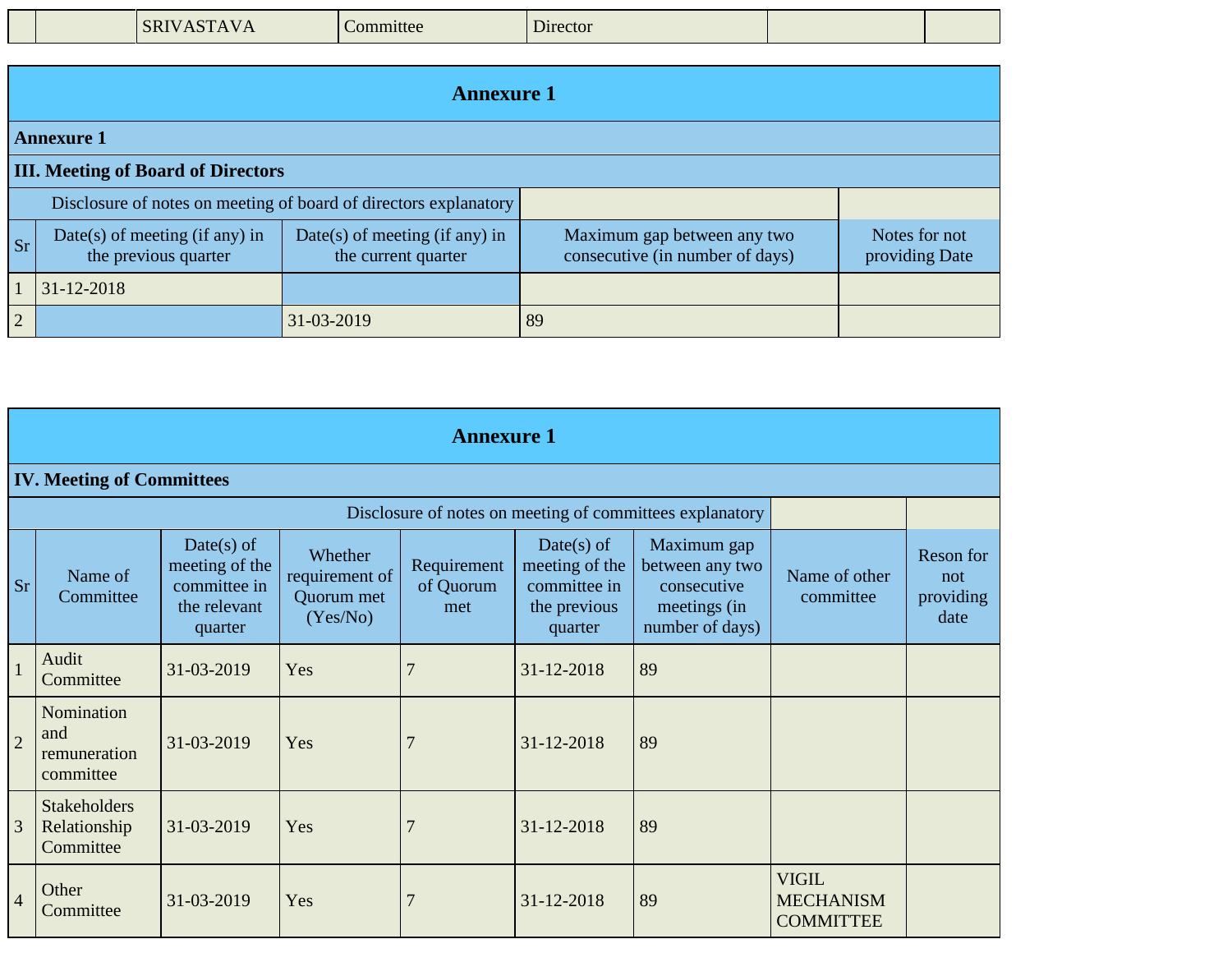| | | | | | | |
|---|---|---|---|---|---|---|
| | | SRIVASTAVA | Committee | Director | | |

## Annexure 1

**Annexure 1**

**III. Meeting of Board of Directors**

| Disclosure of notes on meeting of board of directors explanatory | | | | |
|---|---|---|---|---|
| Sr | Date(s) of meeting (if any) in the previous quarter | Date(s) of meeting (if any) in the current quarter | Maximum gap between any two consecutive (in number of days) | Notes for not providing Date |
| 1 | 31-12-2018 | | | |
| 2 | | 31-03-2019 | 89 | |

## Annexure 1

**IV. Meeting of Committees**

| Disclosure of notes on meeting of committees explanatory | | | | | | | | |
|---|---|---|---|---|---|---|---|---|
| Sr | Name of Committee | Date(s) of meeting of the committee in the relevant quarter | Whether requirement of Quorum met (Yes/No) | Requirement of Quorum met | Date(s) of meeting of the committee in the previous quarter | Maximum gap between any two consecutive meetings (in number of days) | Name of other committee | Reson for not providing date |
| 1 | Audit Committee | 31-03-2019 | Yes | 7 | 31-12-2018 | 89 | | |
| 2 | Nomination and remuneration committee | 31-03-2019 | Yes | 7 | 31-12-2018 | 89 | | |
| 3 | Stakeholders Relationship Committee | 31-03-2019 | Yes | 7 | 31-12-2018 | 89 | | |
| 4 | Other Committee | 31-03-2019 | Yes | 7 | 31-12-2018 | 89 | VIGIL MECHANISM COMMITTEE | |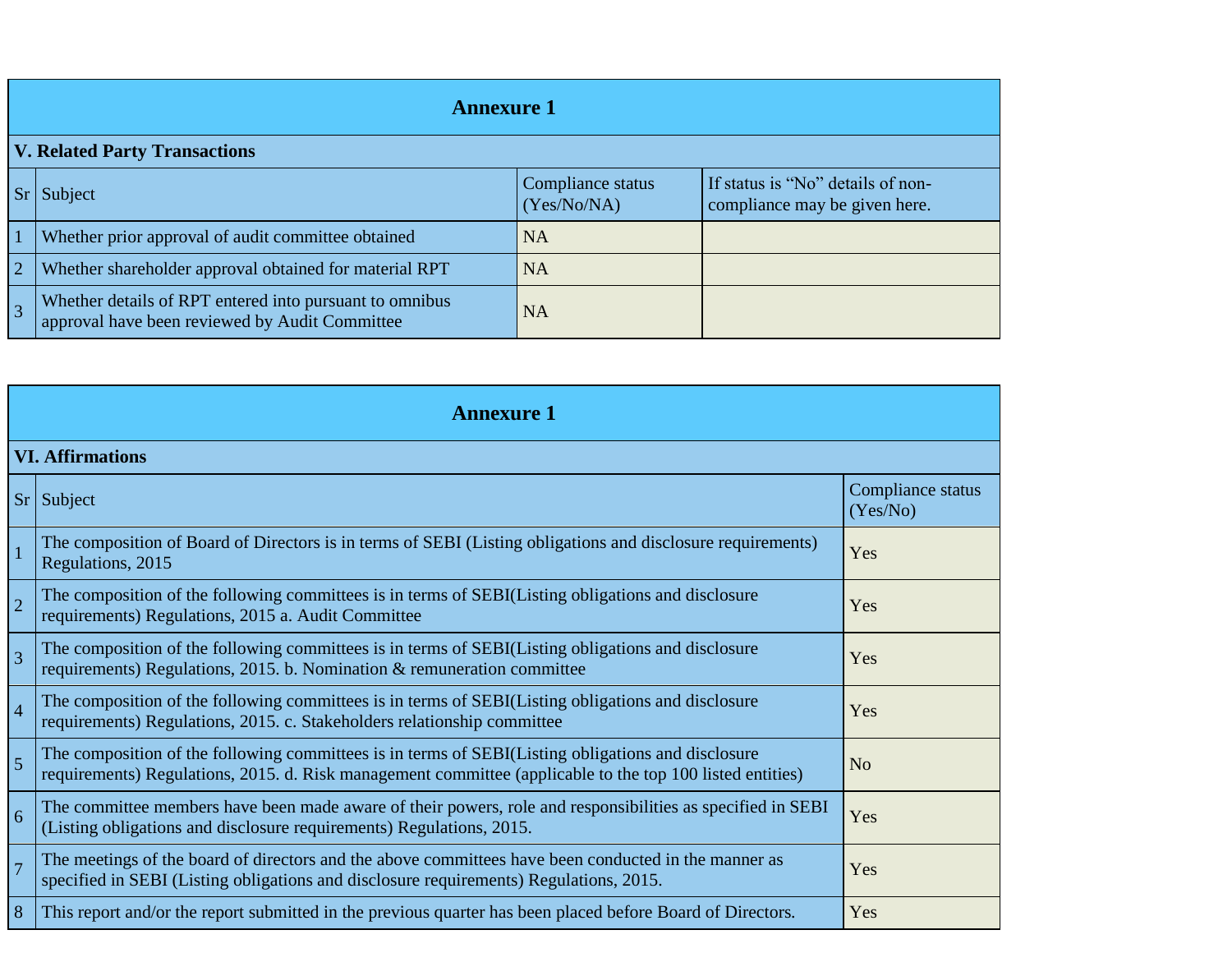## Annexure 1

### V. Related Party Transactions

| Sr | Subject | Compliance status (Yes/No/NA) | If status is “No” details of non-compliance may be given here. |
|---|---|---|---|
| 1 | Whether prior approval of audit committee obtained | NA | |
| 2 | Whether shareholder approval obtained for material RPT | NA | |
| 3 | Whether details of RPT entered into pursuant to omnibus approval have been reviewed by Audit Committee | NA | |

## Annexure 1

### VI. Affirmations

| Sr | Subject | Compliance status (Yes/No) |
|---|---|---|
| 1 | The composition of Board of Directors is in terms of SEBI (Listing obligations and disclosure requirements) Regulations, 2015 | Yes |
| 2 | The composition of the following committees is in terms of SEBI(Listing obligations and disclosure requirements) Regulations, 2015 a. Audit Committee | Yes |
| 3 | The composition of the following committees is in terms of SEBI(Listing obligations and disclosure requirements) Regulations, 2015. b. Nomination & remuneration committee | Yes |
| 4 | The composition of the following committees is in terms of SEBI(Listing obligations and disclosure requirements) Regulations, 2015. c. Stakeholders relationship committee | Yes |
| 5 | The composition of the following committees is in terms of SEBI(Listing obligations and disclosure requirements) Regulations, 2015. d. Risk management committee (applicable to the top 100 listed entities) | No |
| 6 | The committee members have been made aware of their powers, role and responsibilities as specified in SEBI (Listing obligations and disclosure requirements) Regulations, 2015. | Yes |
| 7 | The meetings of the board of directors and the above committees have been conducted in the manner as specified in SEBI (Listing obligations and disclosure requirements) Regulations, 2015. | Yes |
| 8 | This report and/or the report submitted in the previous quarter has been placed before Board of Directors. | Yes |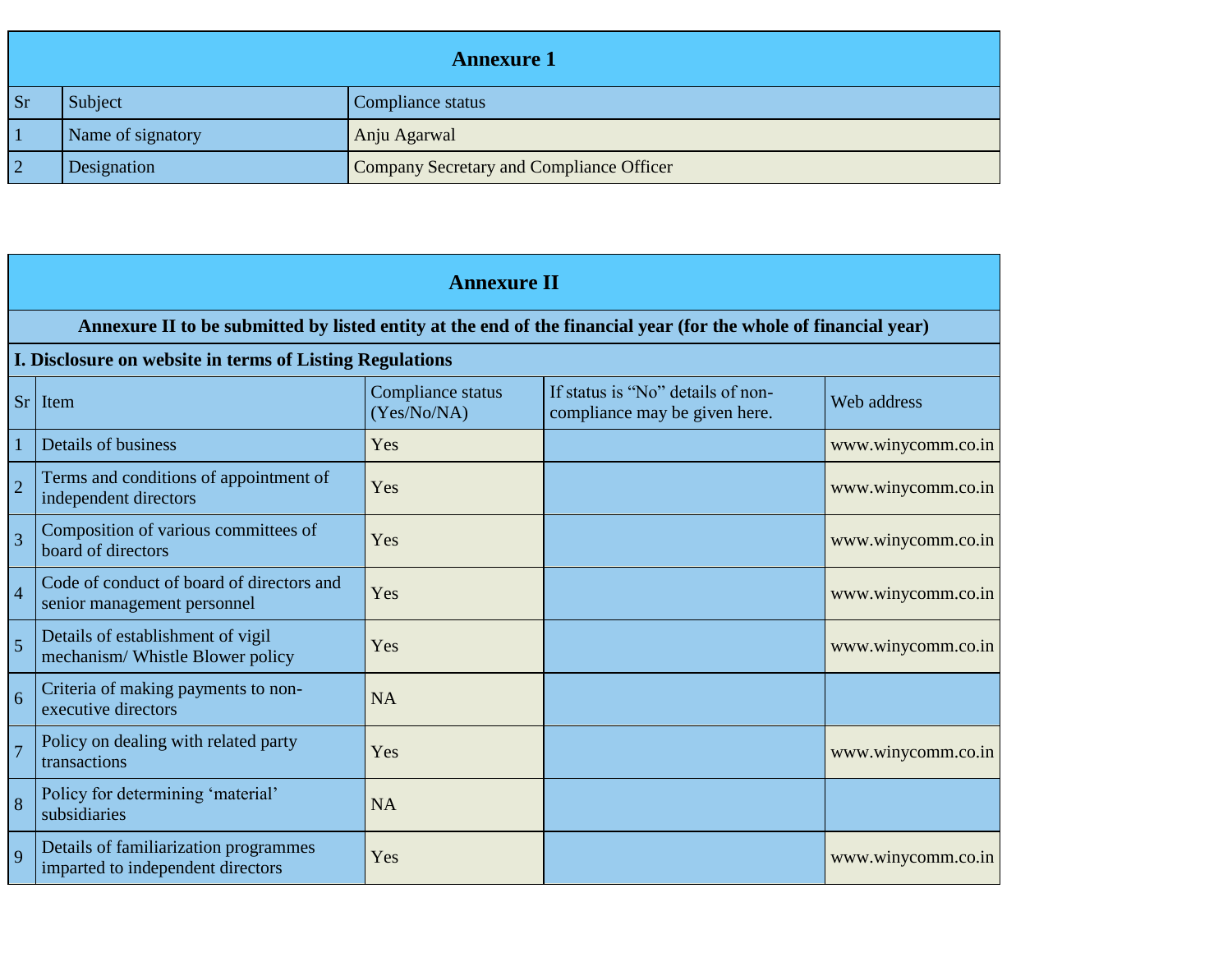## Annexure 1

| Sr | Subject | Compliance status |
|---|---|---|
| 1 | Name of signatory | Anju Agarwal |
| 2 | Designation | Company Secretary and Compliance Officer |

## Annexure II

**Annexure II to be submitted by listed entity at the end of the financial year (for the whole of financial year)**

**I. Disclosure on website in terms of Listing Regulations**

| Sr | Item | Compliance status (Yes/No/NA) | If status is "No" details of non-compliance may be given here. | Web address |
|---|---|---|---|---|
| 1 | Details of business | Yes | | www.winycomm.co.in |
| 2 | Terms and conditions of appointment of independent directors | Yes | | www.winycomm.co.in |
| 3 | Composition of various committees of board of directors | Yes | | www.winycomm.co.in |
| 4 | Code of conduct of board of directors and senior management personnel | Yes | | www.winycomm.co.in |
| 5 | Details of establishment of vigil mechanism/ Whistle Blower policy | Yes | | www.winycomm.co.in |
| 6 | Criteria of making payments to non-executive directors | NA | | |
| 7 | Policy on dealing with related party transactions | Yes | | www.winycomm.co.in |
| 8 | Policy for determining 'material' subsidiaries | NA | | |
| 9 | Details of familiarization programmes imparted to independent directors | Yes | | www.winycomm.co.in |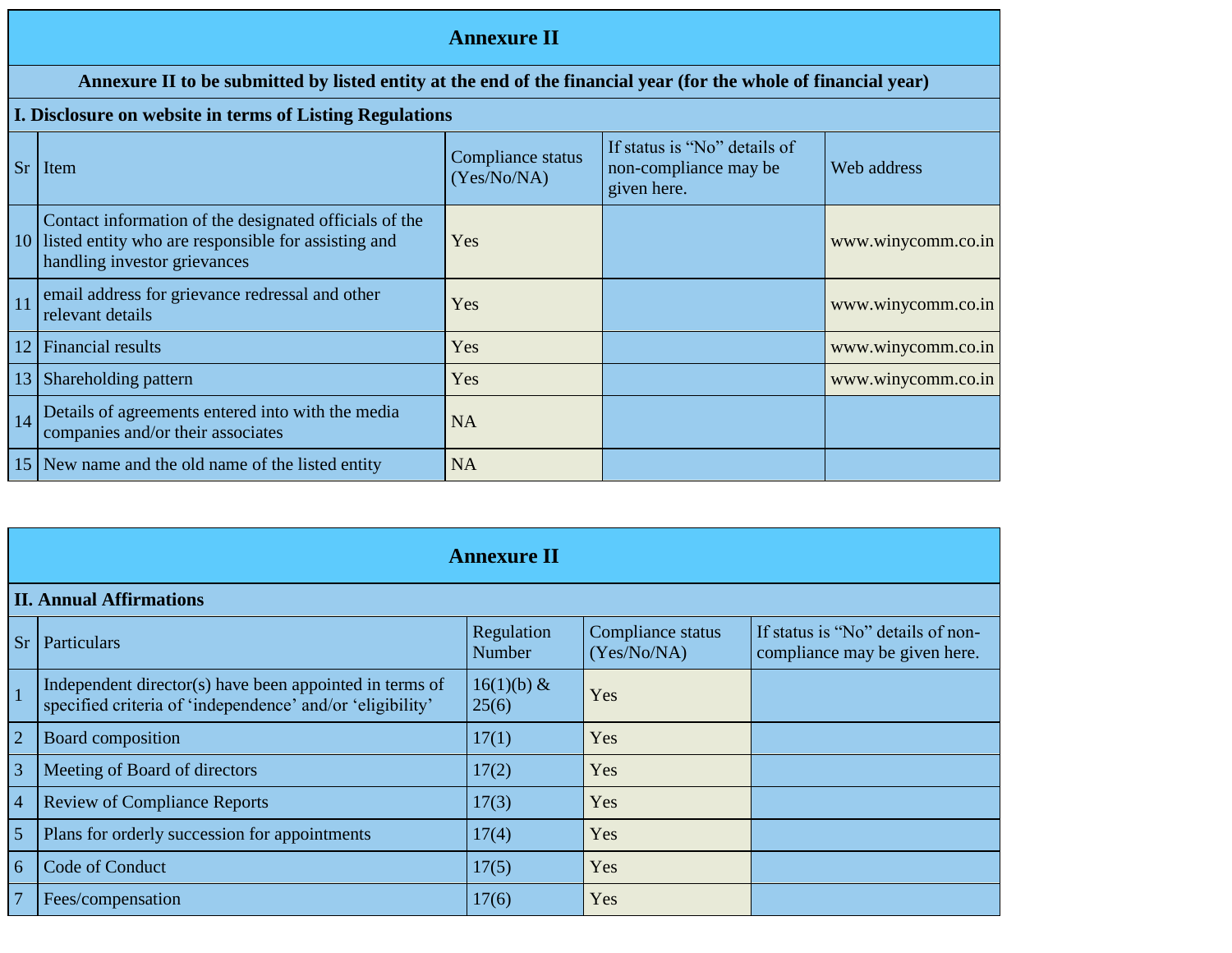## Annexure II

**Annexure II to be submitted by listed entity at the end of the financial year (for the whole of financial year)**

**I. Disclosure on website in terms of Listing Regulations**

| Sr | Item | Compliance status (Yes/No/NA) | If status is "No" details of non-compliance may be given here. | Web address |
|---|---|---|---|---|
| 10 | Contact information of the designated officials of the listed entity who are responsible for assisting and handling investor grievances | Yes | | www.winycomm.co.in |
| 11 | email address for grievance redressal and other relevant details | Yes | | www.winycomm.co.in |
| 12 | Financial results | Yes | | www.winycomm.co.in |
| 13 | Shareholding pattern | Yes | | www.winycomm.co.in |
| 14 | Details of agreements entered into with the media companies and/or their associates | NA | | |
| 15 | New name and the old name of the listed entity | NA | | |

## Annexure II

**II. Annual Affirmations**

| Sr | Particulars | Regulation Number | Compliance status (Yes/No/NA) | If status is "No" details of non-compliance may be given here. |
|---|---|---|---|---|
| 1 | Independent director(s) have been appointed in terms of specified criteria of 'independence' and/or 'eligibility' | 16(1)(b) & 25(6) | Yes | |
| 2 | Board composition | 17(1) | Yes | |
| 3 | Meeting of Board of directors | 17(2) | Yes | |
| 4 | Review of Compliance Reports | 17(3) | Yes | |
| 5 | Plans for orderly succession for appointments | 17(4) | Yes | |
| 6 | Code of Conduct | 17(5) | Yes | |
| 7 | Fees/compensation | 17(6) | Yes | |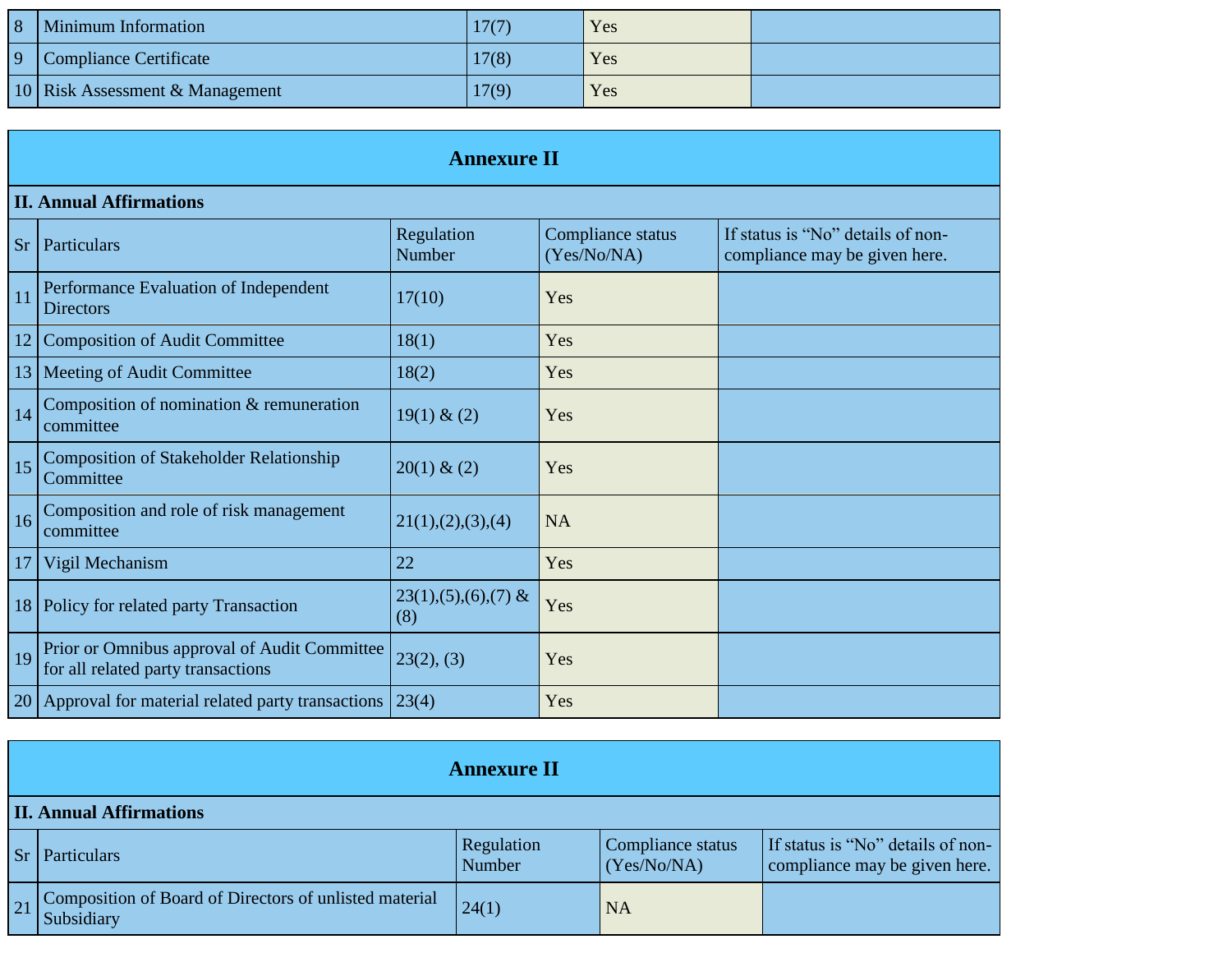| | | | | |
|---|---|---|---|---|
| 8 | Minimum Information | 17(7) | Yes | |
| 9 | Compliance Certificate | 17(8) | Yes | |
| 10 | Risk Assessment & Management | 17(9) | Yes | |

## Annexure II

**II. Annual Affirmations**

| Sr | Particulars | Regulation Number | Compliance status (Yes/No/NA) | If status is "No" details of non-compliance may be given here. |
|---|---|---|---|---|
| 11 | Performance Evaluation of Independent Directors | 17(10) | Yes | |
| 12 | Composition of Audit Committee | 18(1) | Yes | |
| 13 | Meeting of Audit Committee | 18(2) | Yes | |
| 14 | Composition of nomination & remuneration committee | 19(1) & (2) | Yes | |
| 15 | Composition of Stakeholder Relationship Committee | 20(1) & (2) | Yes | |
| 16 | Composition and role of risk management committee | 21(1),(2),(3),(4) | NA | |
| 17 | Vigil Mechanism | 22 | Yes | |
| 18 | Policy for related party Transaction | 23(1),(5),(6),(7) & (8) | Yes | |
| 19 | Prior or Omnibus approval of Audit Committee for all related party transactions | 23(2), (3) | Yes | |
| 20 | Approval for material related party transactions | 23(4) | Yes | |

## Annexure II

**II. Annual Affirmations**

| Sr | Particulars | Regulation Number | Compliance status (Yes/No/NA) | If status is "No" details of non-compliance may be given here. |
|---|---|---|---|---|
| 21 | Composition of Board of Directors of unlisted material Subsidiary | 24(1) | NA | |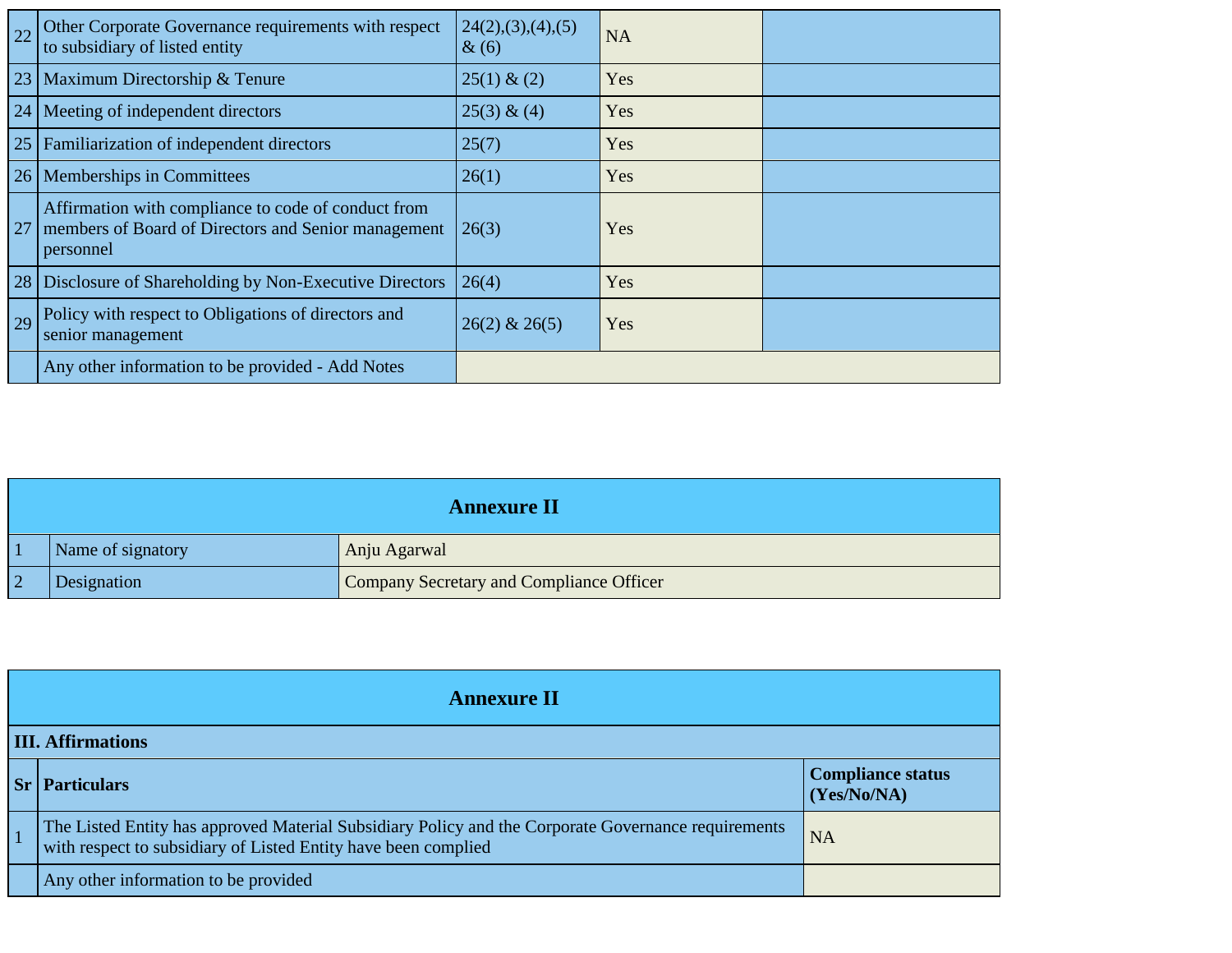| | | | | |
|---|---|---|---|---|
| 22 | Other Corporate Governance requirements with respect to subsidiary of listed entity | 24(2),(3),(4),(5) & (6) | NA | |
| 23 | Maximum Directorship & Tenure | 25(1) & (2) | Yes | |
| 24 | Meeting of independent directors | 25(3) & (4) | Yes | |
| 25 | Familiarization of independent directors | 25(7) | Yes | |
| 26 | Memberships in Committees | 26(1) | Yes | |
| 27 | Affirmation with compliance to code of conduct from members of Board of Directors and Senior management personnel | 26(3) | Yes | |
| 28 | Disclosure of Shareholding by Non-Executive Directors | 26(4) | Yes | |
| 29 | Policy with respect to Obligations of directors and senior management | 26(2) & 26(5) | Yes | |
| | Any other information to be provided - Add Notes | | | |

## Annexure II

| | | |
|---|---|---|
| 1 | Name of signatory | Anju Agarwal |
| 2 | Designation | Company Secretary and Compliance Officer |

## Annexure II

**III. Affirmations**

| Sr | Particulars | Compliance status (Yes/No/NA) |
|---|---|---|
| 1 | The Listed Entity has approved Material Subsidiary Policy and the Corporate Governance requirements with respect to subsidiary of Listed Entity have been complied | NA |
| | Any other information to be provided | |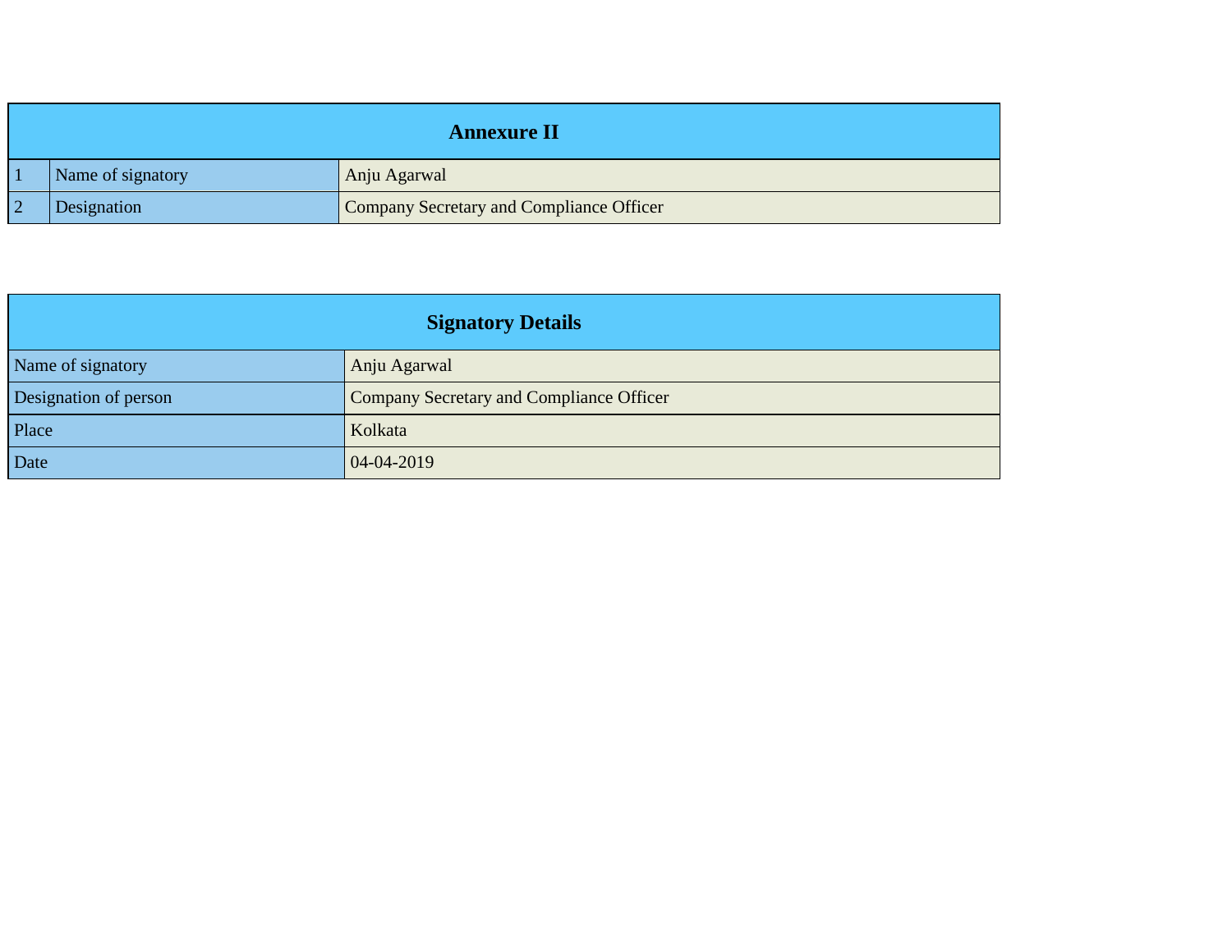## Annexure II

| | | |
|---|---|---|
| 1 | Name of signatory | Anju Agarwal |
| 2 | Designation | Company Secretary and Compliance Officer |

## Signatory Details

| | |
|---|---|
| Name of signatory | Anju Agarwal |
| Designation of person | Company Secretary and Compliance Officer |
| Place | Kolkata |
| Date | 04-04-2019 |